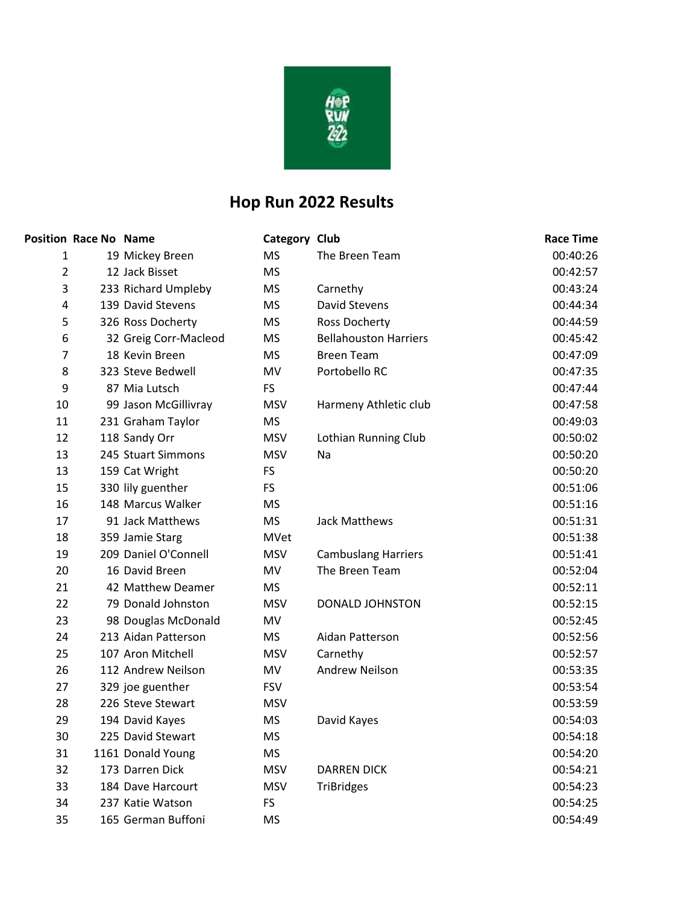# Hop Run 2022 Results

| Position | Race No | Name | Category | Club | Race Time |
|---|---|---|---|---|---|
| 1 | 19 | Mickey Breen | MS | The Breen Team | 00:40:26 |
| 2 | 12 | Jack Bisset | MS | | 00:42:57 |
| 3 | 233 | Richard Umpleby | MS | Carnethy | 00:43:24 |
| 4 | 139 | David Stevens | MS | David Stevens | 00:44:34 |
| 5 | 326 | Ross Docherty | MS | Ross Docherty | 00:44:59 |
| 6 | 32 | Greig Corr-Macleod | MS | Bellahouston Harriers | 00:45:42 |
| 7 | 18 | Kevin Breen | MS | Breen Team | 00:47:09 |
| 8 | 323 | Steve Bedwell | MV | Portobello RC | 00:47:35 |
| 9 | 87 | Mia Lutsch | FS | | 00:47:44 |
| 10 | 99 | Jason McGillivray | MSV | Harmeny Athletic club | 00:47:58 |
| 11 | 231 | Graham Taylor | MS | | 00:49:03 |
| 12 | 118 | Sandy Orr | MSV | Lothian Running Club | 00:50:02 |
| 13 | 245 | Stuart Simmons | MSV | Na | 00:50:20 |
| 13 | 159 | Cat Wright | FS | | 00:50:20 |
| 15 | 330 | lily guenther | FS | | 00:51:06 |
| 16 | 148 | Marcus Walker | MS | | 00:51:16 |
| 17 | 91 | Jack Matthews | MS | Jack Matthews | 00:51:31 |
| 18 | 359 | Jamie Starg | MVet | | 00:51:38 |
| 19 | 209 | Daniel O'Connell | MSV | Cambuslang Harriers | 00:51:41 |
| 20 | 16 | David Breen | MV | The Breen Team | 00:52:04 |
| 21 | 42 | Matthew Deamer | MS | | 00:52:11 |
| 22 | 79 | Donald Johnston | MSV | DONALD JOHNSTON | 00:52:15 |
| 23 | 98 | Douglas McDonald | MV | | 00:52:45 |
| 24 | 213 | Aidan Patterson | MS | Aidan Patterson | 00:52:56 |
| 25 | 107 | Aron Mitchell | MSV | Carnethy | 00:52:57 |
| 26 | 112 | Andrew Neilson | MV | Andrew Neilson | 00:53:35 |
| 27 | 329 | joe guenther | FSV | | 00:53:54 |
| 28 | 226 | Steve Stewart | MSV | | 00:53:59 |
| 29 | 194 | David Kayes | MS | David Kayes | 00:54:03 |
| 30 | 225 | David Stewart | MS | | 00:54:18 |
| 31 | 1161 | Donald Young | MS | | 00:54:20 |
| 32 | 173 | Darren Dick | MSV | DARREN DICK | 00:54:21 |
| 33 | 184 | Dave Harcourt | MSV | TriBridges | 00:54:23 |
| 34 | 237 | Katie Watson | FS | | 00:54:25 |
| 35 | 165 | German Buffoni | MS | | 00:54:49 |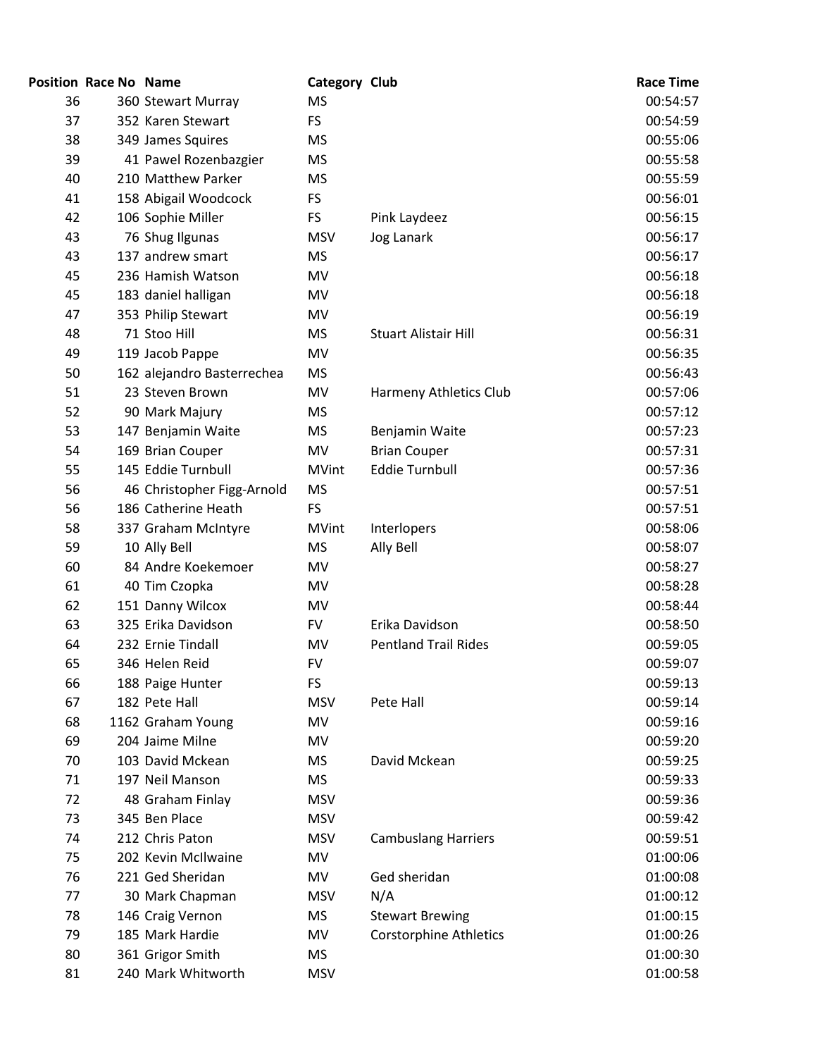| Position | Race No | Name | Category | Club | Race Time |
|---|---|---|---|---|---|
| 36 | 360 | Stewart Murray | MS | | 00:54:57 |
| 37 | 352 | Karen Stewart | FS | | 00:54:59 |
| 38 | 349 | James Squires | MS | | 00:55:06 |
| 39 | 41 | Pawel Rozenbazgier | MS | | 00:55:58 |
| 40 | 210 | Matthew Parker | MS | | 00:55:59 |
| 41 | 158 | Abigail Woodcock | FS | | 00:56:01 |
| 42 | 106 | Sophie Miller | FS | Pink Laydeez | 00:56:15 |
| 43 | 76 | Shug Ilgunas | MSV | Jog Lanark | 00:56:17 |
| 43 | 137 | andrew smart | MS | | 00:56:17 |
| 45 | 236 | Hamish Watson | MV | | 00:56:18 |
| 45 | 183 | daniel halligan | MV | | 00:56:18 |
| 47 | 353 | Philip Stewart | MV | | 00:56:19 |
| 48 | 71 | Stoo Hill | MS | Stuart Alistair Hill | 00:56:31 |
| 49 | 119 | Jacob Pappe | MV | | 00:56:35 |
| 50 | 162 | alejandro Basterrechea | MS | | 00:56:43 |
| 51 | 23 | Steven Brown | MV | Harmeny Athletics Club | 00:57:06 |
| 52 | 90 | Mark Majury | MS | | 00:57:12 |
| 53 | 147 | Benjamin Waite | MS | Benjamin Waite | 00:57:23 |
| 54 | 169 | Brian Couper | MV | Brian Couper | 00:57:31 |
| 55 | 145 | Eddie Turnbull | MVint | Eddie Turnbull | 00:57:36 |
| 56 | 46 | Christopher Figg-Arnold | MS | | 00:57:51 |
| 56 | 186 | Catherine Heath | FS | | 00:57:51 |
| 58 | 337 | Graham McIntyre | MVint | Interlopers | 00:58:06 |
| 59 | 10 | Ally Bell | MS | Ally Bell | 00:58:07 |
| 60 | 84 | Andre Koekemoer | MV | | 00:58:27 |
| 61 | 40 | Tim Czopka | MV | | 00:58:28 |
| 62 | 151 | Danny Wilcox | MV | | 00:58:44 |
| 63 | 325 | Erika Davidson | FV | Erika Davidson | 00:58:50 |
| 64 | 232 | Ernie Tindall | MV | Pentland Trail Rides | 00:59:05 |
| 65 | 346 | Helen Reid | FV | | 00:59:07 |
| 66 | 188 | Paige Hunter | FS | | 00:59:13 |
| 67 | 182 | Pete Hall | MSV | Pete Hall | 00:59:14 |
| 68 | 1162 | Graham Young | MV | | 00:59:16 |
| 69 | 204 | Jaime Milne | MV | | 00:59:20 |
| 70 | 103 | David Mckean | MS | David Mckean | 00:59:25 |
| 71 | 197 | Neil Manson | MS | | 00:59:33 |
| 72 | 48 | Graham Finlay | MSV | | 00:59:36 |
| 73 | 345 | Ben Place | MSV | | 00:59:42 |
| 74 | 212 | Chris Paton | MSV | Cambuslang Harriers | 00:59:51 |
| 75 | 202 | Kevin McIlwaine | MV | | 01:00:06 |
| 76 | 221 | Ged Sheridan | MV | Ged sheridan | 01:00:08 |
| 77 | 30 | Mark Chapman | MSV | N/A | 01:00:12 |
| 78 | 146 | Craig Vernon | MS | Stewart Brewing | 01:00:15 |
| 79 | 185 | Mark Hardie | MV | Corstorphine Athletics | 01:00:26 |
| 80 | 361 | Grigor Smith | MS | | 01:00:30 |
| 81 | 240 | Mark Whitworth | MSV | | 01:00:58 |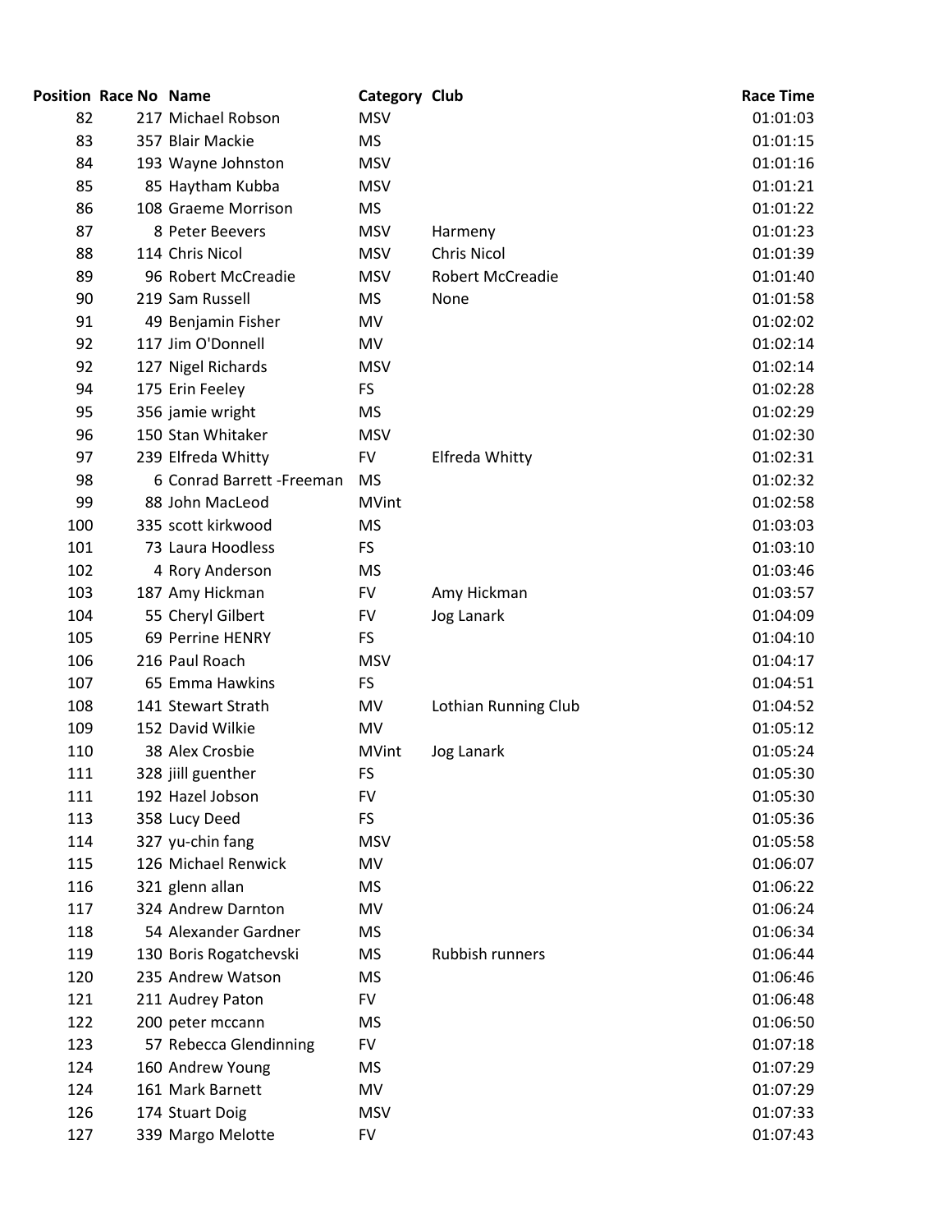| Position | Race No | Name | Category | Club | Race Time |
|---|---|---|---|---|---|
| 82 | 217 | Michael Robson | MSV | | 01:01:03 |
| 83 | 357 | Blair Mackie | MS | | 01:01:15 |
| 84 | 193 | Wayne Johnston | MSV | | 01:01:16 |
| 85 | 85 | Haytham Kubba | MSV | | 01:01:21 |
| 86 | 108 | Graeme Morrison | MS | | 01:01:22 |
| 87 | 8 | Peter Beevers | MSV | Harmeny | 01:01:23 |
| 88 | 114 | Chris Nicol | MSV | Chris Nicol | 01:01:39 |
| 89 | 96 | Robert McCreadie | MSV | Robert McCreadie | 01:01:40 |
| 90 | 219 | Sam Russell | MS | None | 01:01:58 |
| 91 | 49 | Benjamin Fisher | MV | | 01:02:02 |
| 92 | 117 | Jim O'Donnell | MV | | 01:02:14 |
| 92 | 127 | Nigel Richards | MSV | | 01:02:14 |
| 94 | 175 | Erin Feeley | FS | | 01:02:28 |
| 95 | 356 | jamie wright | MS | | 01:02:29 |
| 96 | 150 | Stan Whitaker | MSV | | 01:02:30 |
| 97 | 239 | Elfreda Whitty | FV | Elfreda Whitty | 01:02:31 |
| 98 | 6 | Conrad Barrett -Freeman | MS | | 01:02:32 |
| 99 | 88 | John MacLeod | MVint | | 01:02:58 |
| 100 | 335 | scott kirkwood | MS | | 01:03:03 |
| 101 | 73 | Laura Hoodless | FS | | 01:03:10 |
| 102 | 4 | Rory Anderson | MS | | 01:03:46 |
| 103 | 187 | Amy Hickman | FV | Amy Hickman | 01:03:57 |
| 104 | 55 | Cheryl Gilbert | FV | Jog Lanark | 01:04:09 |
| 105 | 69 | Perrine HENRY | FS | | 01:04:10 |
| 106 | 216 | Paul Roach | MSV | | 01:04:17 |
| 107 | 65 | Emma Hawkins | FS | | 01:04:51 |
| 108 | 141 | Stewart Strath | MV | Lothian Running Club | 01:04:52 |
| 109 | 152 | David Wilkie | MV | | 01:05:12 |
| 110 | 38 | Alex Crosbie | MVint | Jog Lanark | 01:05:24 |
| 111 | 328 | jiill guenther | FS | | 01:05:30 |
| 111 | 192 | Hazel Jobson | FV | | 01:05:30 |
| 113 | 358 | Lucy Deed | FS | | 01:05:36 |
| 114 | 327 | yu-chin fang | MSV | | 01:05:58 |
| 115 | 126 | Michael Renwick | MV | | 01:06:07 |
| 116 | 321 | glenn allan | MS | | 01:06:22 |
| 117 | 324 | Andrew Darnton | MV | | 01:06:24 |
| 118 | 54 | Alexander Gardner | MS | | 01:06:34 |
| 119 | 130 | Boris Rogatchevski | MS | Rubbish runners | 01:06:44 |
| 120 | 235 | Andrew Watson | MS | | 01:06:46 |
| 121 | 211 | Audrey Paton | FV | | 01:06:48 |
| 122 | 200 | peter mccann | MS | | 01:06:50 |
| 123 | 57 | Rebecca Glendinning | FV | | 01:07:18 |
| 124 | 160 | Andrew Young | MS | | 01:07:29 |
| 124 | 161 | Mark Barnett | MV | | 01:07:29 |
| 126 | 174 | Stuart Doig | MSV | | 01:07:33 |
| 127 | 339 | Margo Melotte | FV | | 01:07:43 |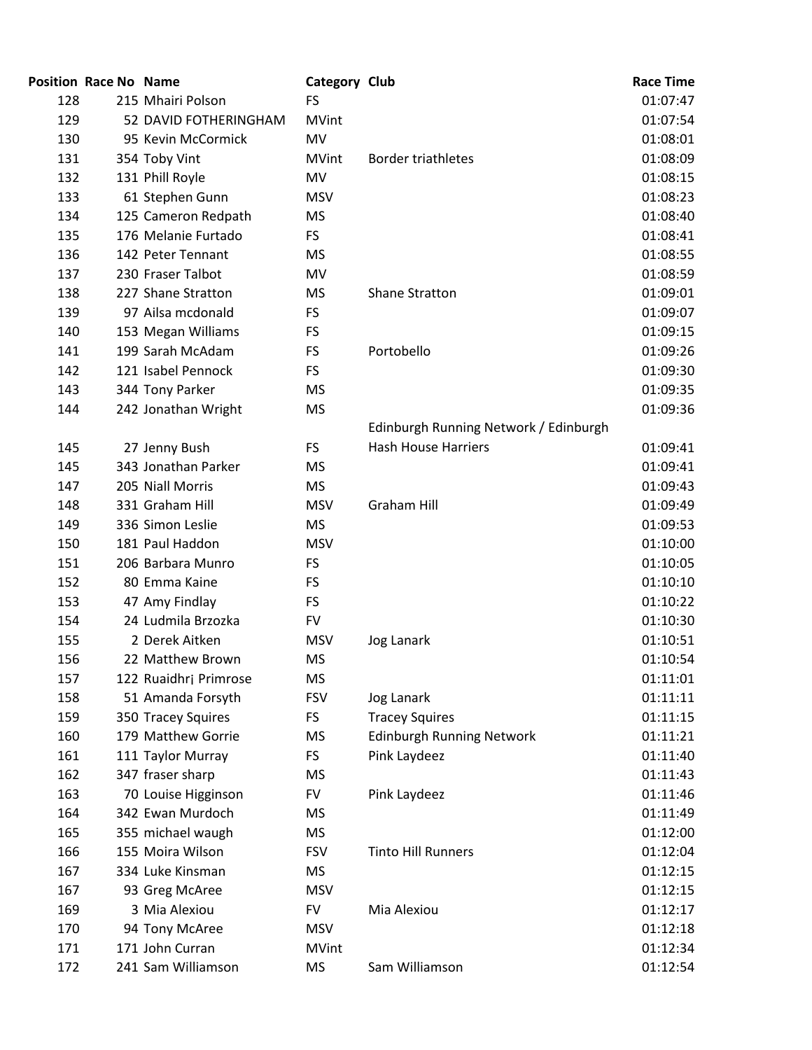| Position | Race No | Name | Category | Club | Race Time |
|---|---|---|---|---|---|
| 128 | 215 | Mhairi Polson | FS | | 01:07:47 |
| 129 | 52 | DAVID FOTHERINGHAM | MVint | | 01:07:54 |
| 130 | 95 | Kevin McCormick | MV | | 01:08:01 |
| 131 | 354 | Toby Vint | MVint | Border triathletes | 01:08:09 |
| 132 | 131 | Phill Royle | MV | | 01:08:15 |
| 133 | 61 | Stephen Gunn | MSV | | 01:08:23 |
| 134 | 125 | Cameron Redpath | MS | | 01:08:40 |
| 135 | 176 | Melanie Furtado | FS | | 01:08:41 |
| 136 | 142 | Peter Tennant | MS | | 01:08:55 |
| 137 | 230 | Fraser Talbot | MV | | 01:08:59 |
| 138 | 227 | Shane Stratton | MS | Shane Stratton | 01:09:01 |
| 139 | 97 | Ailsa mcdonald | FS | | 01:09:07 |
| 140 | 153 | Megan Williams | FS | | 01:09:15 |
| 141 | 199 | Sarah McAdam | FS | Portobello | 01:09:26 |
| 142 | 121 | Isabel Pennock | FS | | 01:09:30 |
| 143 | 344 | Tony Parker | MS | | 01:09:35 |
| 144 | 242 | Jonathan Wright | MS | | 01:09:36 |
| 145 | 27 | Jenny Bush | FS | Edinburgh Running Network / Edinburgh Hash House Harriers | 01:09:41 |
| 145 | 343 | Jonathan Parker | MS | | 01:09:41 |
| 147 | 205 | Niall Morris | MS | | 01:09:43 |
| 148 | 331 | Graham Hill | MSV | Graham Hill | 01:09:49 |
| 149 | 336 | Simon Leslie | MS | | 01:09:53 |
| 150 | 181 | Paul Haddon | MSV | | 01:10:00 |
| 151 | 206 | Barbara Munro | FS | | 01:10:05 |
| 152 | 80 | Emma Kaine | FS | | 01:10:10 |
| 153 | 47 | Amy Findlay | FS | | 01:10:22 |
| 154 | 24 | Ludmila Brzozka | FV | | 01:10:30 |
| 155 | 2 | Derek Aitken | MSV | Jog Lanark | 01:10:51 |
| 156 | 22 | Matthew Brown | MS | | 01:10:54 |
| 157 | 122 | Ruaidhr¡ Primrose | MS | | 01:11:01 |
| 158 | 51 | Amanda Forsyth | FSV | Jog Lanark | 01:11:11 |
| 159 | 350 | Tracey Squires | FS | Tracey Squires | 01:11:15 |
| 160 | 179 | Matthew Gorrie | MS | Edinburgh Running Network | 01:11:21 |
| 161 | 111 | Taylor Murray | FS | Pink Laydeez | 01:11:40 |
| 162 | 347 | fraser sharp | MS | | 01:11:43 |
| 163 | 70 | Louise Higginson | FV | Pink Laydeez | 01:11:46 |
| 164 | 342 | Ewan Murdoch | MS | | 01:11:49 |
| 165 | 355 | michael waugh | MS | | 01:12:00 |
| 166 | 155 | Moira Wilson | FSV | Tinto Hill Runners | 01:12:04 |
| 167 | 334 | Luke Kinsman | MS | | 01:12:15 |
| 167 | 93 | Greg McAree | MSV | | 01:12:15 |
| 169 | 3 | Mia Alexiou | FV | Mia Alexiou | 01:12:17 |
| 170 | 94 | Tony McAree | MSV | | 01:12:18 |
| 171 | 171 | John Curran | MVint | | 01:12:34 |
| 172 | 241 | Sam Williamson | MS | Sam Williamson | 01:12:54 |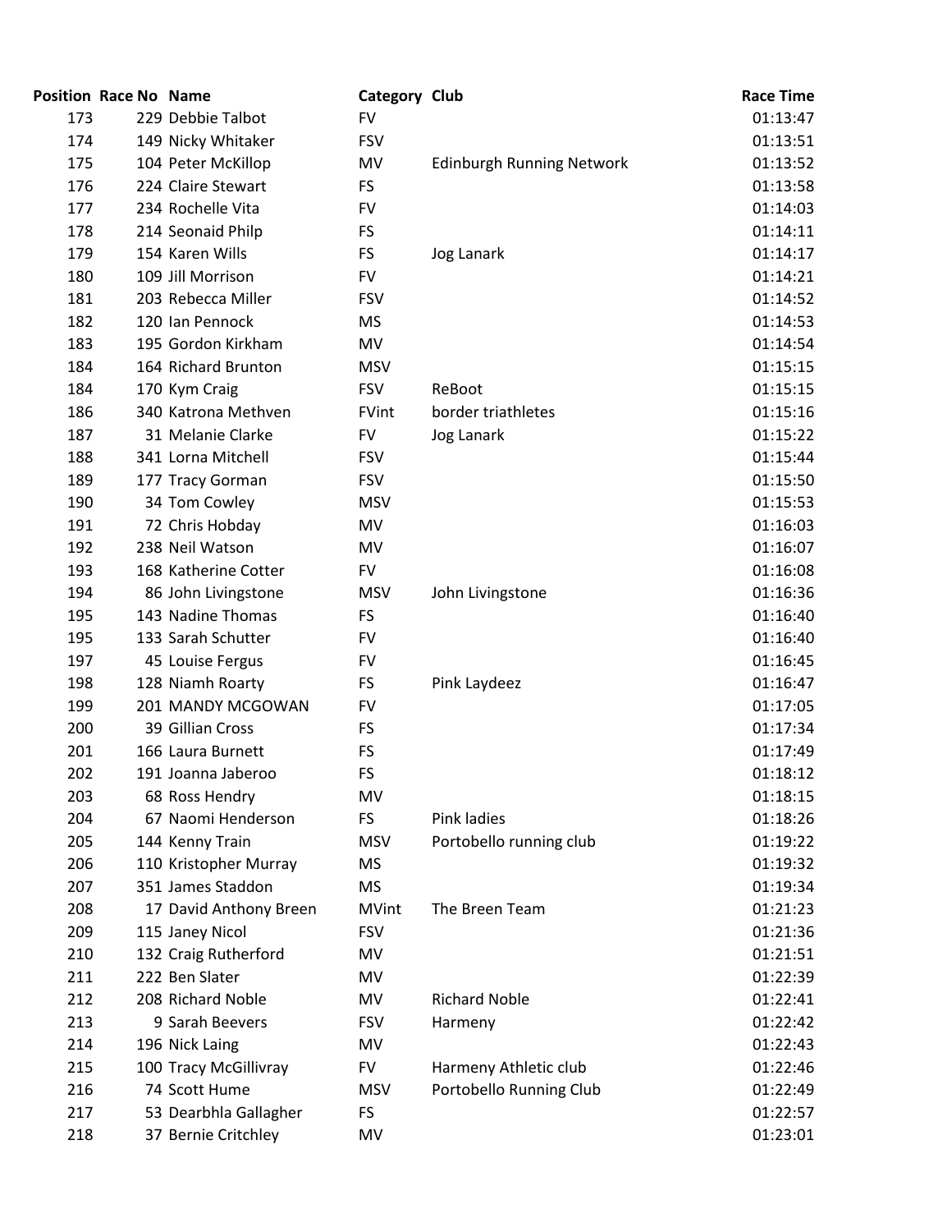| Position | Race No | Name | Category | Club | Race Time |
|---|---|---|---|---|---|
| 173 | 229 | Debbie Talbot | FV | | 01:13:47 |
| 174 | 149 | Nicky Whitaker | FSV | | 01:13:51 |
| 175 | 104 | Peter McKillop | MV | Edinburgh Running Network | 01:13:52 |
| 176 | 224 | Claire Stewart | FS | | 01:13:58 |
| 177 | 234 | Rochelle Vita | FV | | 01:14:03 |
| 178 | 214 | Seonaid Philp | FS | | 01:14:11 |
| 179 | 154 | Karen Wills | FS | Jog Lanark | 01:14:17 |
| 180 | 109 | Jill Morrison | FV | | 01:14:21 |
| 181 | 203 | Rebecca Miller | FSV | | 01:14:52 |
| 182 | 120 | Ian Pennock | MS | | 01:14:53 |
| 183 | 195 | Gordon Kirkham | MV | | 01:14:54 |
| 184 | 164 | Richard Brunton | MSV | | 01:15:15 |
| 184 | 170 | Kym Craig | FSV | ReBoot | 01:15:15 |
| 186 | 340 | Katrona Methven | FVint | border triathletes | 01:15:16 |
| 187 | 31 | Melanie Clarke | FV | Jog Lanark | 01:15:22 |
| 188 | 341 | Lorna Mitchell | FSV | | 01:15:44 |
| 189 | 177 | Tracy Gorman | FSV | | 01:15:50 |
| 190 | 34 | Tom Cowley | MSV | | 01:15:53 |
| 191 | 72 | Chris Hobday | MV | | 01:16:03 |
| 192 | 238 | Neil Watson | MV | | 01:16:07 |
| 193 | 168 | Katherine Cotter | FV | | 01:16:08 |
| 194 | 86 | John Livingstone | MSV | John Livingstone | 01:16:36 |
| 195 | 143 | Nadine Thomas | FS | | 01:16:40 |
| 195 | 133 | Sarah Schutter | FV | | 01:16:40 |
| 197 | 45 | Louise Fergus | FV | | 01:16:45 |
| 198 | 128 | Niamh Roarty | FS | Pink Laydeez | 01:16:47 |
| 199 | 201 | MANDY MCGOWAN | FV | | 01:17:05 |
| 200 | 39 | Gillian Cross | FS | | 01:17:34 |
| 201 | 166 | Laura Burnett | FS | | 01:17:49 |
| 202 | 191 | Joanna Jaberoo | FS | | 01:18:12 |
| 203 | 68 | Ross Hendry | MV | | 01:18:15 |
| 204 | 67 | Naomi Henderson | FS | Pink ladies | 01:18:26 |
| 205 | 144 | Kenny Train | MSV | Portobello running club | 01:19:22 |
| 206 | 110 | Kristopher Murray | MS | | 01:19:32 |
| 207 | 351 | James Staddon | MS | | 01:19:34 |
| 208 | 17 | David Anthony Breen | MVint | The Breen Team | 01:21:23 |
| 209 | 115 | Janey Nicol | FSV | | 01:21:36 |
| 210 | 132 | Craig Rutherford | MV | | 01:21:51 |
| 211 | 222 | Ben Slater | MV | | 01:22:39 |
| 212 | 208 | Richard Noble | MV | Richard Noble | 01:22:41 |
| 213 | 9 | Sarah Beevers | FSV | Harmeny | 01:22:42 |
| 214 | 196 | Nick Laing | MV | | 01:22:43 |
| 215 | 100 | Tracy McGillivray | FV | Harmeny Athletic club | 01:22:46 |
| 216 | 74 | Scott Hume | MSV | Portobello Running Club | 01:22:49 |
| 217 | 53 | Dearbhla Gallagher | FS | | 01:22:57 |
| 218 | 37 | Bernie Critchley | MV | | 01:23:01 |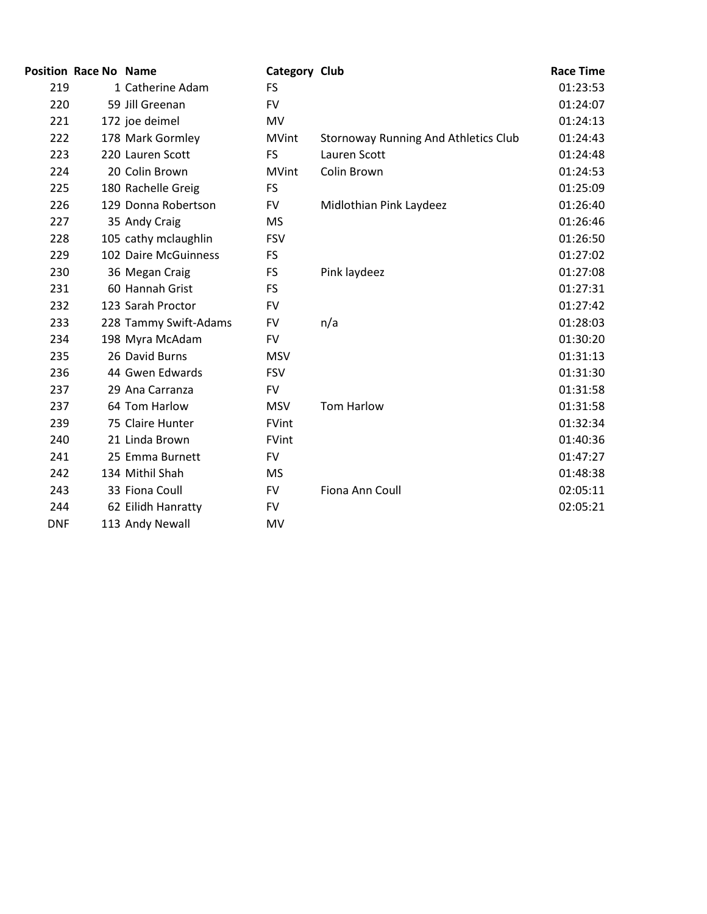| Position | Race No | Name | Category | Club | Race Time |
|---|---|---|---|---|---|
| 219 | 1 | Catherine Adam | FS | | 01:23:53 |
| 220 | 59 | Jill Greenan | FV | | 01:24:07 |
| 221 | 172 | joe deimel | MV | | 01:24:13 |
| 222 | 178 | Mark Gormley | MVint | Stornoway Running And Athletics Club | 01:24:43 |
| 223 | 220 | Lauren Scott | FS | Lauren Scott | 01:24:48 |
| 224 | 20 | Colin Brown | MVint | Colin Brown | 01:24:53 |
| 225 | 180 | Rachelle Greig | FS | | 01:25:09 |
| 226 | 129 | Donna Robertson | FV | Midlothian Pink Laydeez | 01:26:40 |
| 227 | 35 | Andy Craig | MS | | 01:26:46 |
| 228 | 105 | cathy mclaughlin | FSV | | 01:26:50 |
| 229 | 102 | Daire McGuinness | FS | | 01:27:02 |
| 230 | 36 | Megan Craig | FS | Pink laydeez | 01:27:08 |
| 231 | 60 | Hannah Grist | FS | | 01:27:31 |
| 232 | 123 | Sarah Proctor | FV | | 01:27:42 |
| 233 | 228 | Tammy Swift-Adams | FV | n/a | 01:28:03 |
| 234 | 198 | Myra McAdam | FV | | 01:30:20 |
| 235 | 26 | David Burns | MSV | | 01:31:13 |
| 236 | 44 | Gwen Edwards | FSV | | 01:31:30 |
| 237 | 29 | Ana Carranza | FV | | 01:31:58 |
| 237 | 64 | Tom Harlow | MSV | Tom Harlow | 01:31:58 |
| 239 | 75 | Claire Hunter | FVint | | 01:32:34 |
| 240 | 21 | Linda Brown | FVint | | 01:40:36 |
| 241 | 25 | Emma Burnett | FV | | 01:47:27 |
| 242 | 134 | Mithil Shah | MS | | 01:48:38 |
| 243 | 33 | Fiona Coull | FV | Fiona Ann Coull | 02:05:11 |
| 244 | 62 | Eilidh Hanratty | FV | | 02:05:21 |
| DNF | 113 | Andy Newall | MV | | |